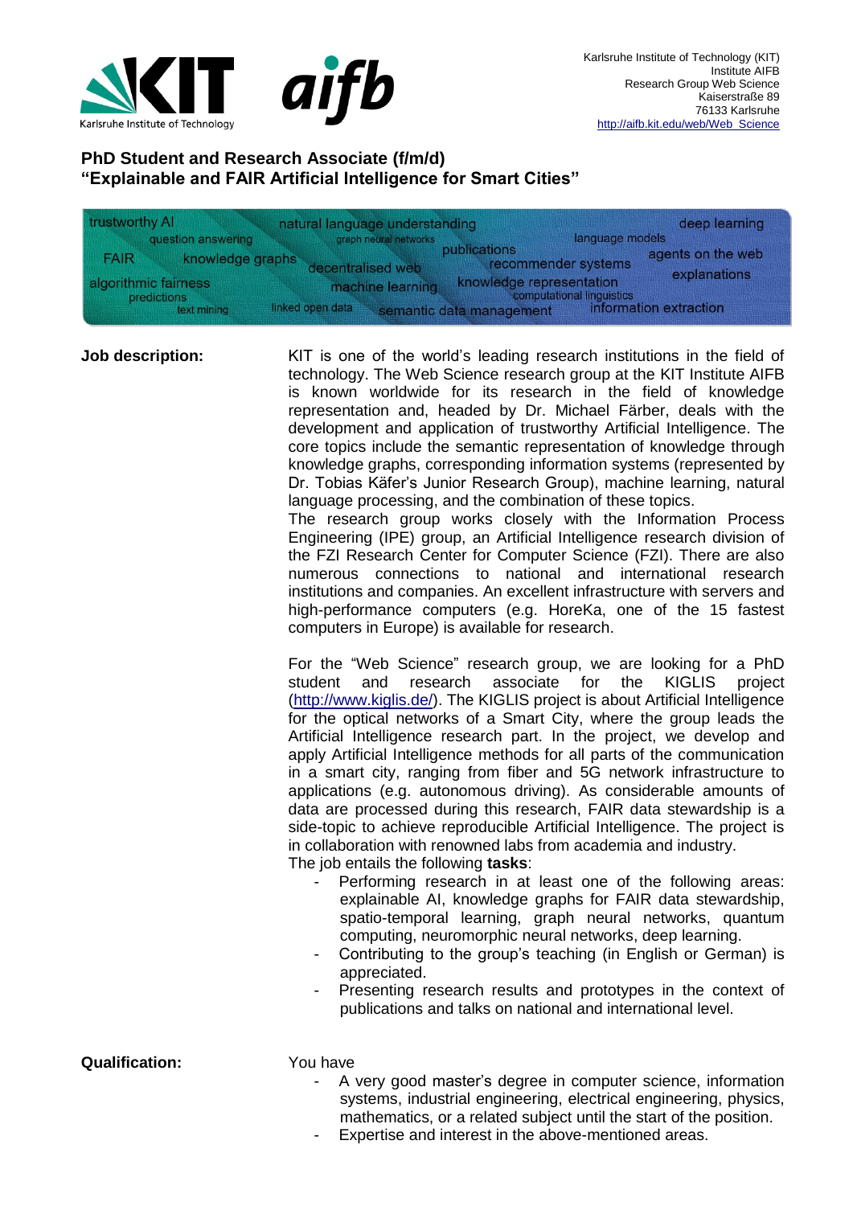Karlsruhe Institute of Technology (KIT)
Institute AIFB
Research Group Web Science
Kaiserstraße 89
76133 Karlsruhe
http://aifb.kit.edu/web/Web_Science

## PhD Student and Research Associate (f/m/d)
## "Explainable and FAIR Artificial Intelligence for Smart Cities"

trustworthy AI · natural language understanding · deep learning · question answering · graph neural networks · language models · publications · FAIR · knowledge graphs · decentralised web · recommender systems · agents on the web · explanations · algorithmic fairness · machine learning · knowledge representation · predictions · computational linguistics · text mining · linked open data · semantic data management · information extraction

**Job description:**

KIT is one of the world's leading research institutions in the field of technology. The Web Science research group at the KIT Institute AIFB is known worldwide for its research in the field of knowledge representation and, headed by Dr. Michael Färber, deals with the development and application of trustworthy Artificial Intelligence. The core topics include the semantic representation of knowledge through knowledge graphs, corresponding information systems (represented by Dr. Tobias Käfer's Junior Research Group), machine learning, natural language processing, and the combination of these topics.
The research group works closely with the Information Process Engineering (IPE) group, an Artificial Intelligence research division of the FZI Research Center for Computer Science (FZI). There are also numerous connections to national and international research institutions and companies. An excellent infrastructure with servers and high-performance computers (e.g. HoreKa, one of the 15 fastest computers in Europe) is available for research.

For the "Web Science" research group, we are looking for a PhD student and research associate for the KIGLIS project (http://www.kiglis.de/). The KIGLIS project is about Artificial Intelligence for the optical networks of a Smart City, where the group leads the Artificial Intelligence research part. In the project, we develop and apply Artificial Intelligence methods for all parts of the communication in a smart city, ranging from fiber and 5G network infrastructure to applications (e.g. autonomous driving). As considerable amounts of data are processed during this research, FAIR data stewardship is a side-topic to achieve reproducible Artificial Intelligence. The project is in collaboration with renowned labs from academia and industry.
The job entails the following **tasks**:

- Performing research in at least one of the following areas: explainable AI, knowledge graphs for FAIR data stewardship, spatio-temporal learning, graph neural networks, quantum computing, neuromorphic neural networks, deep learning.
- Contributing to the group's teaching (in English or German) is appreciated.
- Presenting research results and prototypes in the context of publications and talks on national and international level.

**Qualification:**

You have

- A very good master's degree in computer science, information systems, industrial engineering, electrical engineering, physics, mathematics, or a related subject until the start of the position.
- Expertise and interest in the above-mentioned areas.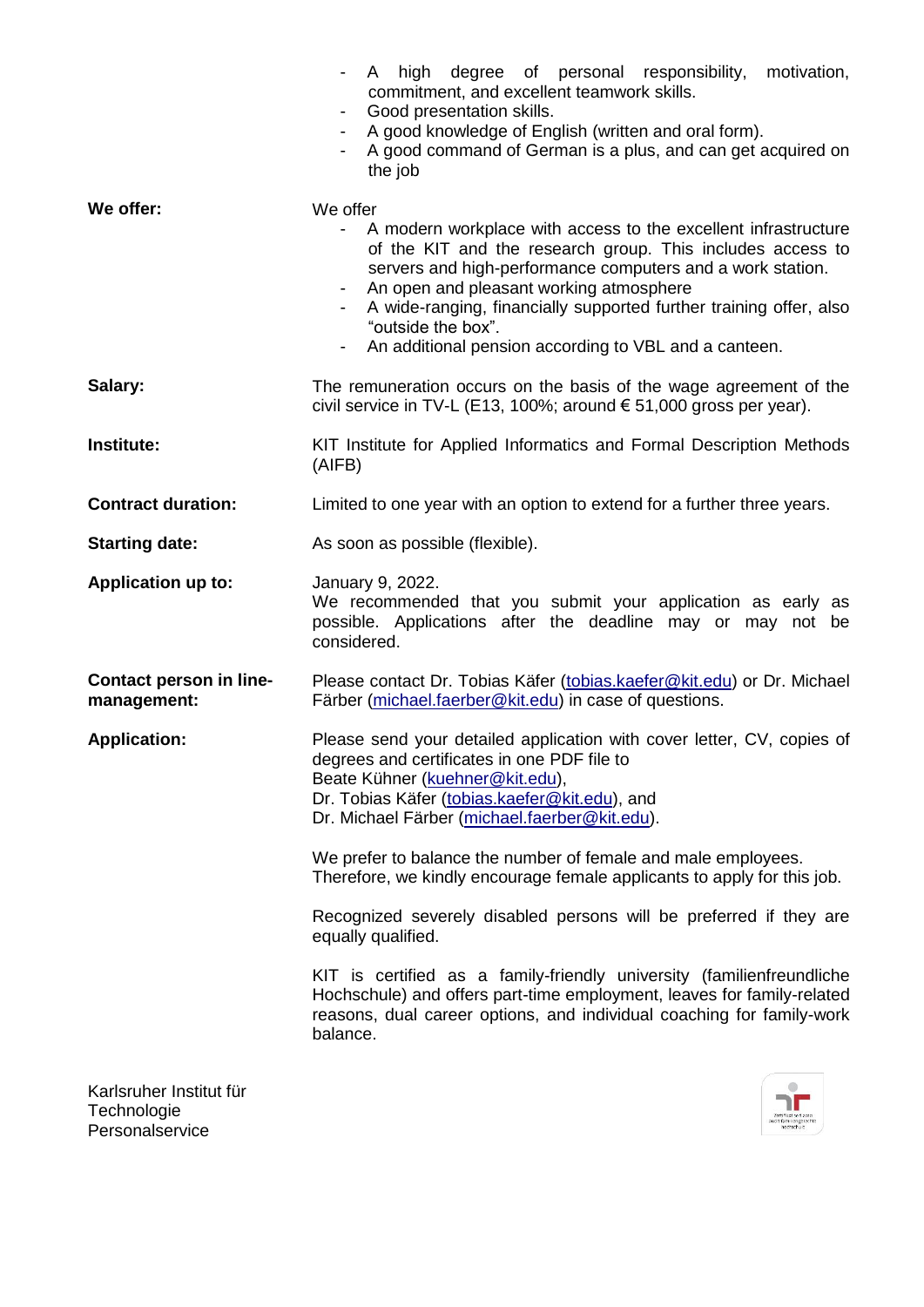- A high degree of personal responsibility, motivation, commitment, and excellent teamwork skills.
- Good presentation skills.
- A good knowledge of English (written and oral form).
- A good command of German is a plus, and can get acquired on the job

**We offer:**

We offer

- A modern workplace with access to the excellent infrastructure of the KIT and the research group. This includes access to servers and high-performance computers and a work station.
- An open and pleasant working atmosphere
- A wide-ranging, financially supported further training offer, also "outside the box".
- An additional pension according to VBL and a canteen.

**Salary:**

The remuneration occurs on the basis of the wage agreement of the civil service in TV-L (E13, 100%; around € 51,000 gross per year).

**Institute:**

KIT Institute for Applied Informatics and Formal Description Methods (AIFB)

**Contract duration:**

Limited to one year with an option to extend for a further three years.

**Starting date:**

As soon as possible (flexible).

**Application up to:**

January 9, 2022.
We recommended that you submit your application as early as possible. Applications after the deadline may or may not be considered.

**Contact person in line-management:**

Please contact Dr. Tobias Käfer (tobias.kaefer@kit.edu) or Dr. Michael Färber (michael.faerber@kit.edu) in case of questions.

**Application:**

Please send your detailed application with cover letter, CV, copies of degrees and certificates in one PDF file to
Beate Kühner (kuehner@kit.edu),
Dr. Tobias Käfer (tobias.kaefer@kit.edu), and
Dr. Michael Färber (michael.faerber@kit.edu).

We prefer to balance the number of female and male employees. Therefore, we kindly encourage female applicants to apply for this job.

Recognized severely disabled persons will be preferred if they are equally qualified.

KIT is certified as a family-friendly university (familienfreundliche Hochschule) and offers part-time employment, leaves for family-related reasons, dual career options, and individual coaching for family-work balance.

Karlsruher Institut für
Technologie
Personalservice